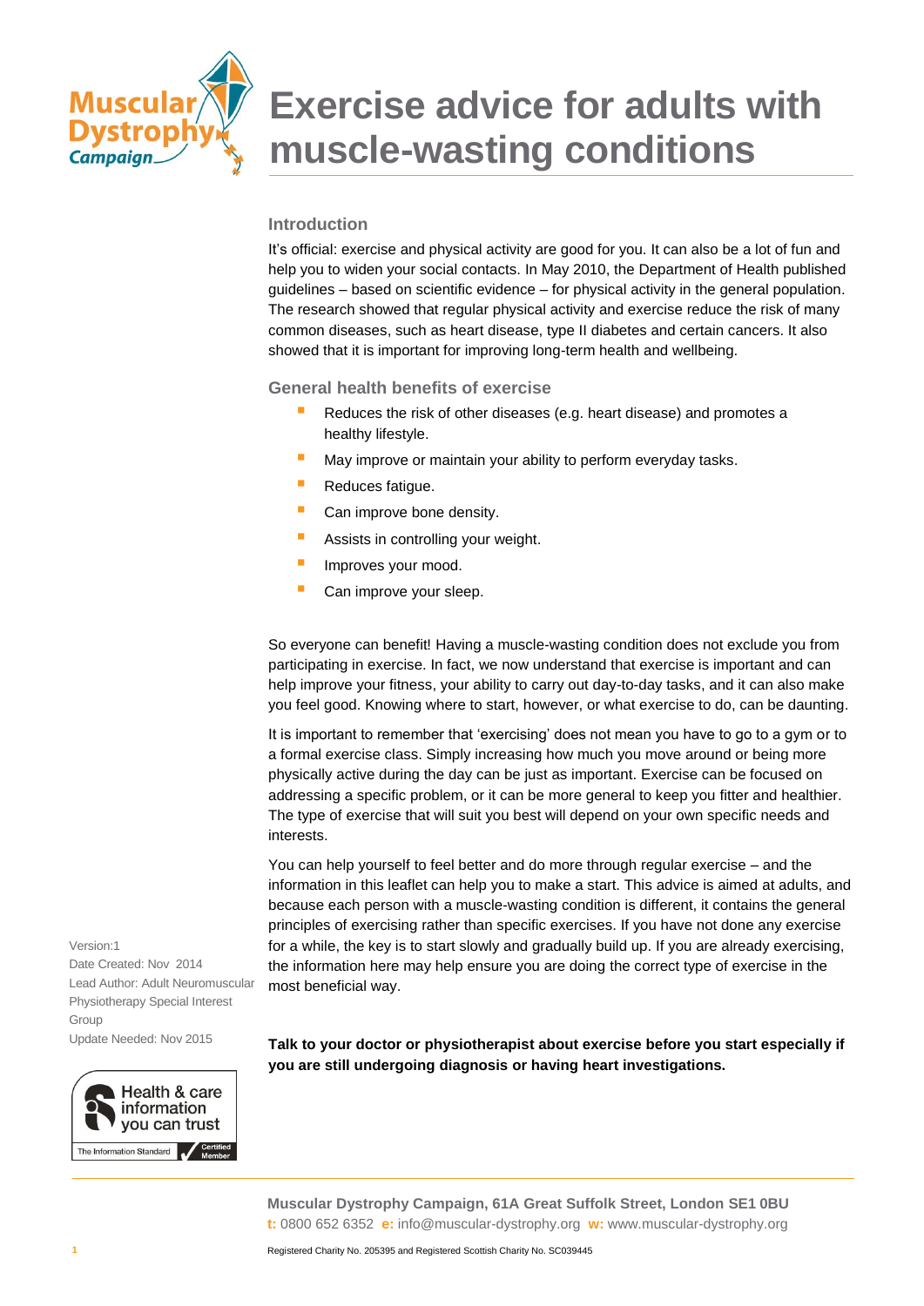# Exercise advice for adults with muscle-wasting conditions

## Introduction

It's official: exercise and physical activity are good for you. It can also be a lot of fun and help you to widen your social contacts. In May 2010, the Department of Health published guidelines – based on scientific evidence – for physical activity in the general population. The research showed that regular physical activity and exercise reduce the risk of many common diseases, such as heart disease, type II diabetes and certain cancers. It also showed that it is important for improving long-term health and wellbeing.

## General health benefits of exercise

- Reduces the risk of other diseases (e.g. heart disease) and promotes a healthy lifestyle.
- May improve or maintain your ability to perform everyday tasks.
- Reduces fatigue.
- Can improve bone density.
- Assists in controlling your weight.
- Improves your mood.
- Can improve your sleep.

So everyone can benefit! Having a muscle-wasting condition does not exclude you from participating in exercise. In fact, we now understand that exercise is important and can help improve your fitness, your ability to carry out day-to-day tasks, and it can also make you feel good. Knowing where to start, however, or what exercise to do, can be daunting.

It is important to remember that 'exercising' does not mean you have to go to a gym or to a formal exercise class. Simply increasing how much you move around or being more physically active during the day can be just as important. Exercise can be focused on addressing a specific problem, or it can be more general to keep you fitter and healthier. The type of exercise that will suit you best will depend on your own specific needs and interests.

You can help yourself to feel better and do more through regular exercise – and the information in this leaflet can help you to make a start. This advice is aimed at adults, and because each person with a muscle-wasting condition is different, it contains the general principles of exercising rather than specific exercises. If you have not done any exercise for a while, the key is to start slowly and gradually build up. If you are already exercising, the information here may help ensure you are doing the correct type of exercise in the most beneficial way.

**Talk to your doctor or physiotherapist about exercise before you start especially if you are still undergoing diagnosis or having heart investigations.**

Version:1
Date Created: Nov 2014
Lead Author: Adult Neuromuscular Physiotherapy Special Interest Group
Update Needed: Nov 2015

Health & care information you can trust
The Information Standard — Certified Member

**Muscular Dystrophy Campaign, 61A Great Suffolk Street, London SE1 0BU**
**t:** 0800 652 6352 **e:** info@muscular-dystrophy.org **w:** www.muscular-dystrophy.org

Registered Charity No. 205395 and Registered Scottish Charity No. SC039445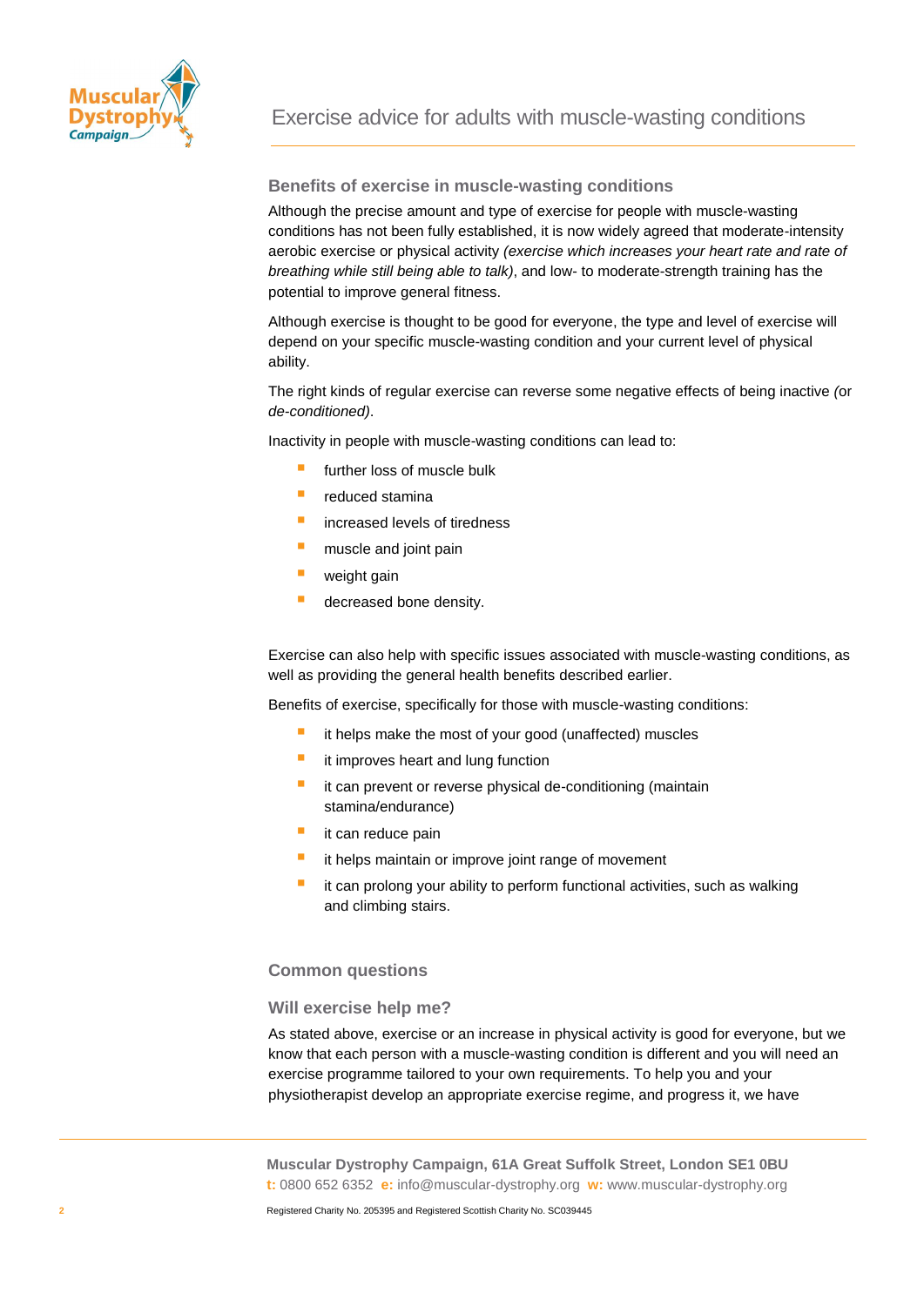## Benefits of exercise in muscle-wasting conditions

Although the precise amount and type of exercise for people with muscle-wasting conditions has not been fully established, it is now widely agreed that moderate-intensity aerobic exercise or physical activity *(exercise which increases your heart rate and rate of breathing while still being able to talk)*, and low- to moderate-strength training has the potential to improve general fitness.

Although exercise is thought to be good for everyone, the type and level of exercise will depend on your specific muscle-wasting condition and your current level of physical ability.

The right kinds of regular exercise can reverse some negative effects of being inactive *(or de-conditioned)*.

Inactivity in people with muscle-wasting conditions can lead to:

- further loss of muscle bulk
- reduced stamina
- increased levels of tiredness
- muscle and joint pain
- weight gain
- decreased bone density.

Exercise can also help with specific issues associated with muscle-wasting conditions, as well as providing the general health benefits described earlier.

Benefits of exercise, specifically for those with muscle-wasting conditions:

- it helps make the most of your good (unaffected) muscles
- it improves heart and lung function
- it can prevent or reverse physical de-conditioning (maintain stamina/endurance)
- it can reduce pain
- it helps maintain or improve joint range of movement
- it can prolong your ability to perform functional activities, such as walking and climbing stairs.

## Common questions

### Will exercise help me?

As stated above, exercise or an increase in physical activity is good for everyone, but we know that each person with a muscle-wasting condition is different and you will need an exercise programme tailored to your own requirements. To help you and your physiotherapist develop an appropriate exercise regime, and progress it, we have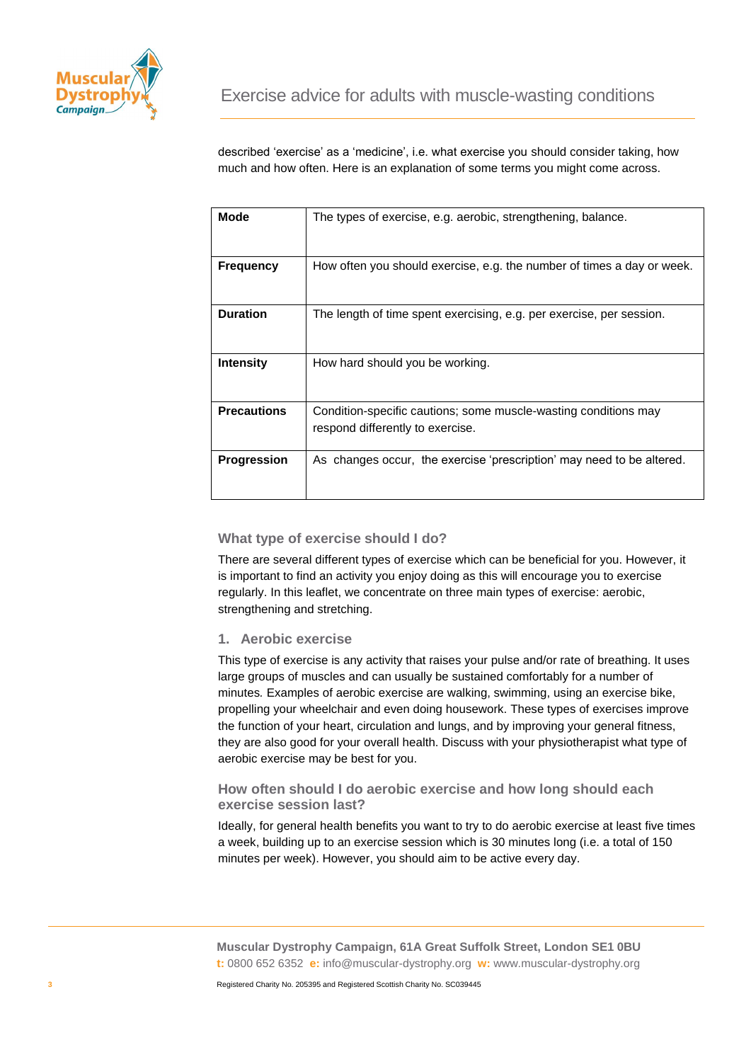described 'exercise' as a 'medicine', i.e. what exercise you should consider taking, how much and how often. Here is an explanation of some terms you might come across.

| | |
|---|---|
| **Mode** | The types of exercise, e.g. aerobic, strengthening, balance. |
| **Frequency** | How often you should exercise, e.g. the number of times a day or week. |
| **Duration** | The length of time spent exercising, e.g. per exercise, per session. |
| **Intensity** | How hard should you be working. |
| **Precautions** | Condition-specific cautions; some muscle-wasting conditions may respond differently to exercise. |
| **Progression** | As changes occur, the exercise 'prescription' may need to be altered. |

### What type of exercise should I do?

There are several different types of exercise which can be beneficial for you. However, it is important to find an activity you enjoy doing as this will encourage you to exercise regularly. In this leaflet, we concentrate on three main types of exercise: aerobic, strengthening and stretching.

### 1. Aerobic exercise

This type of exercise is any activity that raises your pulse and/or rate of breathing. It uses large groups of muscles and can usually be sustained comfortably for a number of minutes. Examples of aerobic exercise are walking, swimming, using an exercise bike, propelling your wheelchair and even doing housework. These types of exercises improve the function of your heart, circulation and lungs, and by improving your general fitness, they are also good for your overall health. Discuss with your physiotherapist what type of aerobic exercise may be best for you.

### How often should I do aerobic exercise and how long should each exercise session last?

Ideally, for general health benefits you want to try to do aerobic exercise at least five times a week, building up to an exercise session which is 30 minutes long (i.e. a total of 150 minutes per week). However, you should aim to be active every day.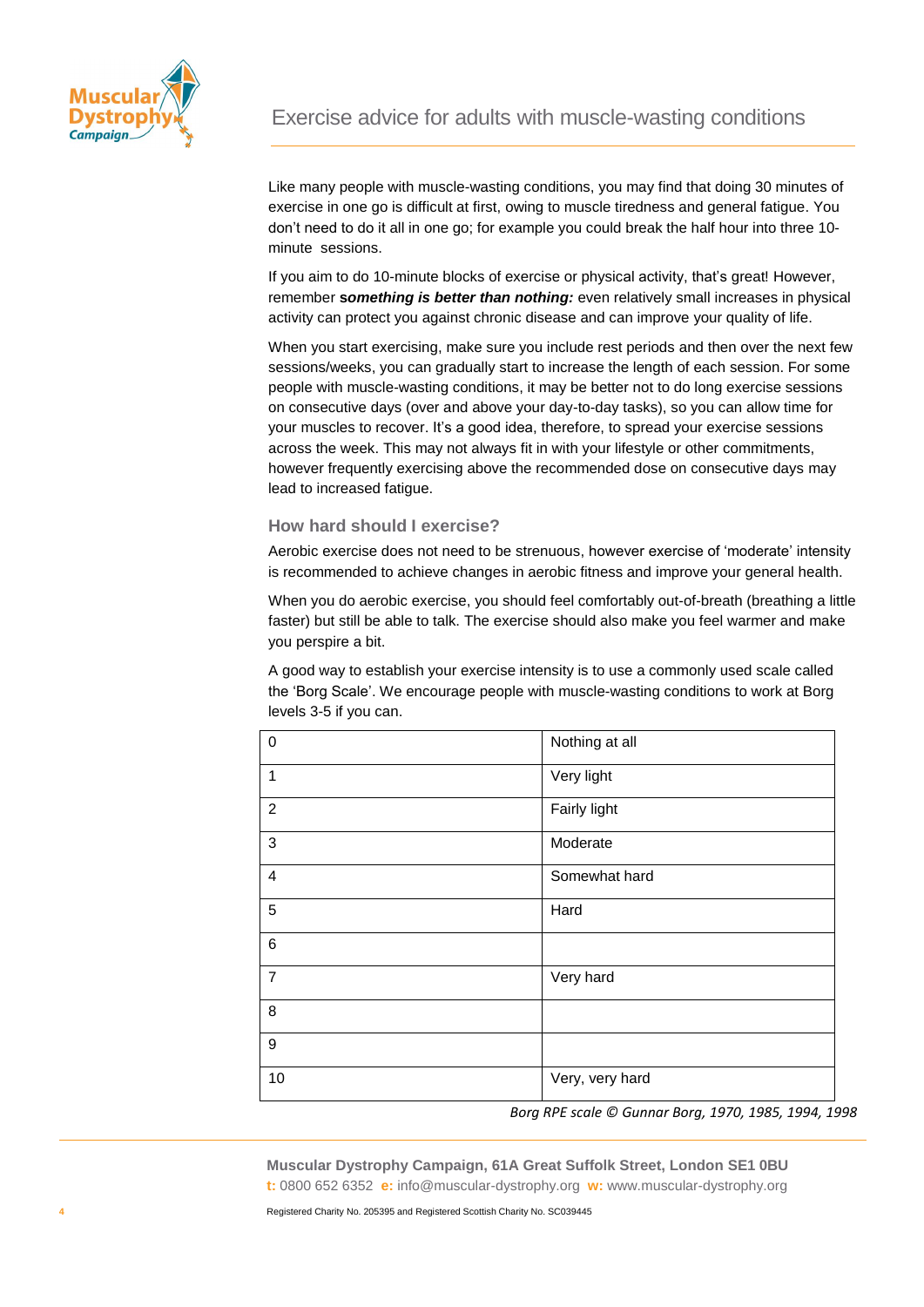Like many people with muscle-wasting conditions, you may find that doing 30 minutes of exercise in one go is difficult at first, owing to muscle tiredness and general fatigue. You don't need to do it all in one go; for example you could break the half hour into three 10-minute sessions.

If you aim to do 10-minute blocks of exercise or physical activity, that's great! However, remember ***something is better than nothing:*** even relatively small increases in physical activity can protect you against chronic disease and can improve your quality of life.

When you start exercising, make sure you include rest periods and then over the next few sessions/weeks, you can gradually start to increase the length of each session. For some people with muscle-wasting conditions, it may be better not to do long exercise sessions on consecutive days (over and above your day-to-day tasks), so you can allow time for your muscles to recover. It's a good idea, therefore, to spread your exercise sessions across the week. This may not always fit in with your lifestyle or other commitments, however frequently exercising above the recommended dose on consecutive days may lead to increased fatigue.

### How hard should I exercise?

Aerobic exercise does not need to be strenuous, however exercise of 'moderate' intensity is recommended to achieve changes in aerobic fitness and improve your general health.

When you do aerobic exercise, you should feel comfortably out-of-breath (breathing a little faster) but still be able to talk. The exercise should also make you feel warmer and make you perspire a bit.

A good way to establish your exercise intensity is to use a commonly used scale called the 'Borg Scale'. We encourage people with muscle-wasting conditions to work at Borg levels 3-5 if you can.

| | |
|---|---|
| 0 | Nothing at all |
| 1 | Very light |
| 2 | Fairly light |
| 3 | Moderate |
| 4 | Somewhat hard |
| 5 | Hard |
| 6 | |
| 7 | Very hard |
| 8 | |
| 9 | |
| 10 | Very, very hard |

*Borg RPE scale © Gunnar Borg, 1970, 1985, 1994, 1998*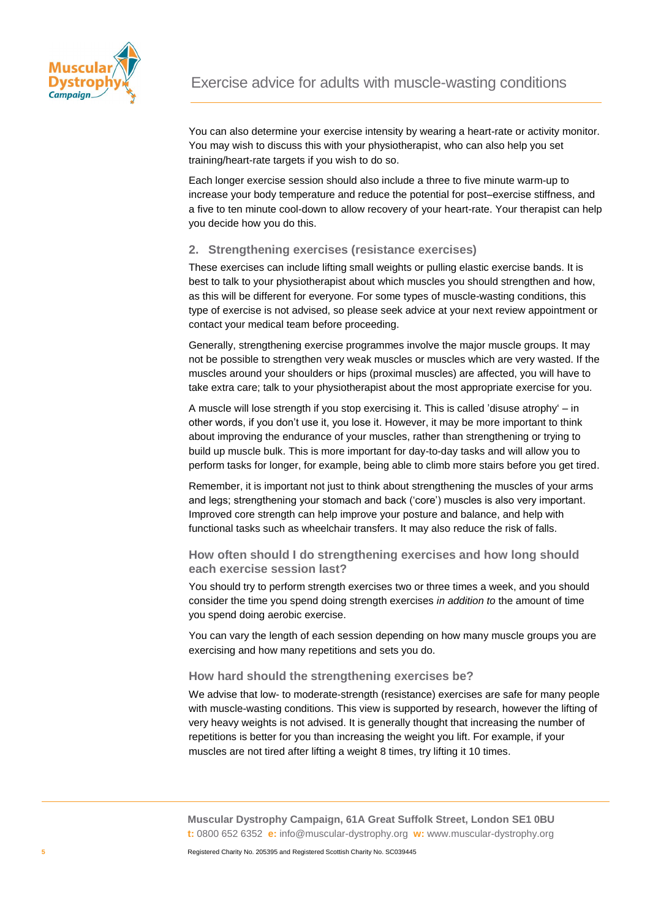You can also determine your exercise intensity by wearing a heart-rate or activity monitor. You may wish to discuss this with your physiotherapist, who can also help you set training/heart-rate targets if you wish to do so.

Each longer exercise session should also include a three to five minute warm-up to increase your body temperature and reduce the potential for post–exercise stiffness, and a five to ten minute cool-down to allow recovery of your heart-rate. Your therapist can help you decide how you do this.

## 2. Strengthening exercises (resistance exercises)

These exercises can include lifting small weights or pulling elastic exercise bands. It is best to talk to your physiotherapist about which muscles you should strengthen and how, as this will be different for everyone. For some types of muscle-wasting conditions, this type of exercise is not advised, so please seek advice at your next review appointment or contact your medical team before proceeding.

Generally, strengthening exercise programmes involve the major muscle groups. It may not be possible to strengthen very weak muscles or muscles which are very wasted. If the muscles around your shoulders or hips (proximal muscles) are affected, you will have to take extra care; talk to your physiotherapist about the most appropriate exercise for you.

A muscle will lose strength if you stop exercising it. This is called 'disuse atrophy' – in other words, if you don't use it, you lose it. However, it may be more important to think about improving the endurance of your muscles, rather than strengthening or trying to build up muscle bulk. This is more important for day-to-day tasks and will allow you to perform tasks for longer, for example, being able to climb more stairs before you get tired.

Remember, it is important not just to think about strengthening the muscles of your arms and legs; strengthening your stomach and back ('core') muscles is also very important. Improved core strength can help improve your posture and balance, and help with functional tasks such as wheelchair transfers. It may also reduce the risk of falls.

### How often should I do strengthening exercises and how long should each exercise session last?

You should try to perform strength exercises two or three times a week, and you should consider the time you spend doing strength exercises *in addition to* the amount of time you spend doing aerobic exercise.

You can vary the length of each session depending on how many muscle groups you are exercising and how many repetitions and sets you do.

### How hard should the strengthening exercises be?

We advise that low- to moderate-strength (resistance) exercises are safe for many people with muscle-wasting conditions. This view is supported by research, however the lifting of very heavy weights is not advised. It is generally thought that increasing the number of repetitions is better for you than increasing the weight you lift. For example, if your muscles are not tired after lifting a weight 8 times, try lifting it 10 times.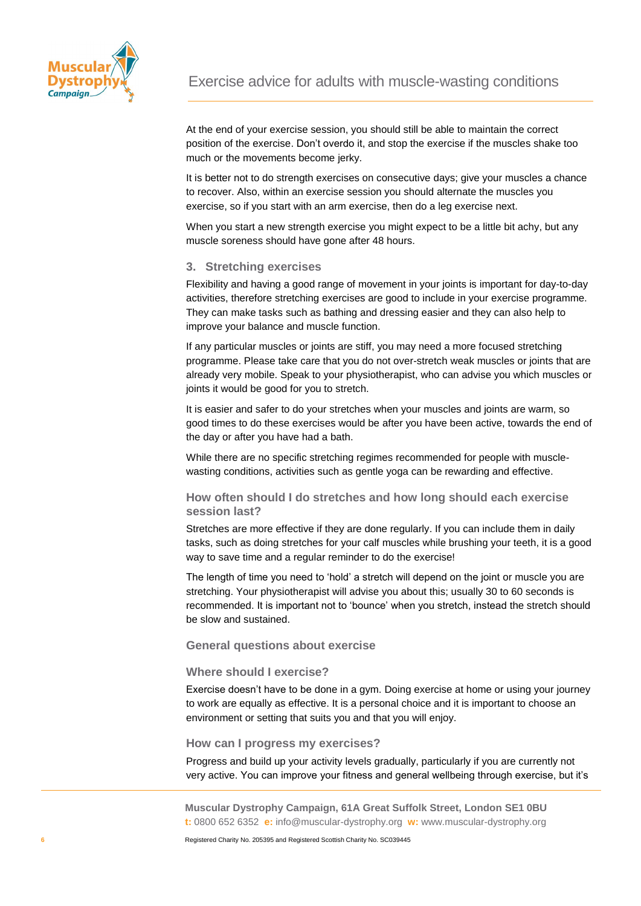At the end of your exercise session, you should still be able to maintain the correct position of the exercise. Don't overdo it, and stop the exercise if the muscles shake too much or the movements become jerky.

It is better not to do strength exercises on consecutive days; give your muscles a chance to recover. Also, within an exercise session you should alternate the muscles you exercise, so if you start with an arm exercise, then do a leg exercise next.

When you start a new strength exercise you might expect to be a little bit achy, but any muscle soreness should have gone after 48 hours.

### 3. Stretching exercises

Flexibility and having a good range of movement in your joints is important for day-to-day activities, therefore stretching exercises are good to include in your exercise programme. They can make tasks such as bathing and dressing easier and they can also help to improve your balance and muscle function.

If any particular muscles or joints are stiff, you may need a more focused stretching programme. Please take care that you do not over-stretch weak muscles or joints that are already very mobile. Speak to your physiotherapist, who can advise you which muscles or joints it would be good for you to stretch.

It is easier and safer to do your stretches when your muscles and joints are warm, so good times to do these exercises would be after you have been active, towards the end of the day or after you have had a bath.

While there are no specific stretching regimes recommended for people with muscle-wasting conditions, activities such as gentle yoga can be rewarding and effective.

#### How often should I do stretches and how long should each exercise session last?

Stretches are more effective if they are done regularly. If you can include them in daily tasks, such as doing stretches for your calf muscles while brushing your teeth, it is a good way to save time and a regular reminder to do the exercise!

The length of time you need to 'hold' a stretch will depend on the joint or muscle you are stretching. Your physiotherapist will advise you about this; usually 30 to 60 seconds is recommended. It is important not to 'bounce' when you stretch, instead the stretch should be slow and sustained.

### General questions about exercise

#### Where should I exercise?

Exercise doesn't have to be done in a gym. Doing exercise at home or using your journey to work are equally as effective. It is a personal choice and it is important to choose an environment or setting that suits you and that you will enjoy.

#### How can I progress my exercises?

Progress and build up your activity levels gradually, particularly if you are currently not very active. You can improve your fitness and general wellbeing through exercise, but it's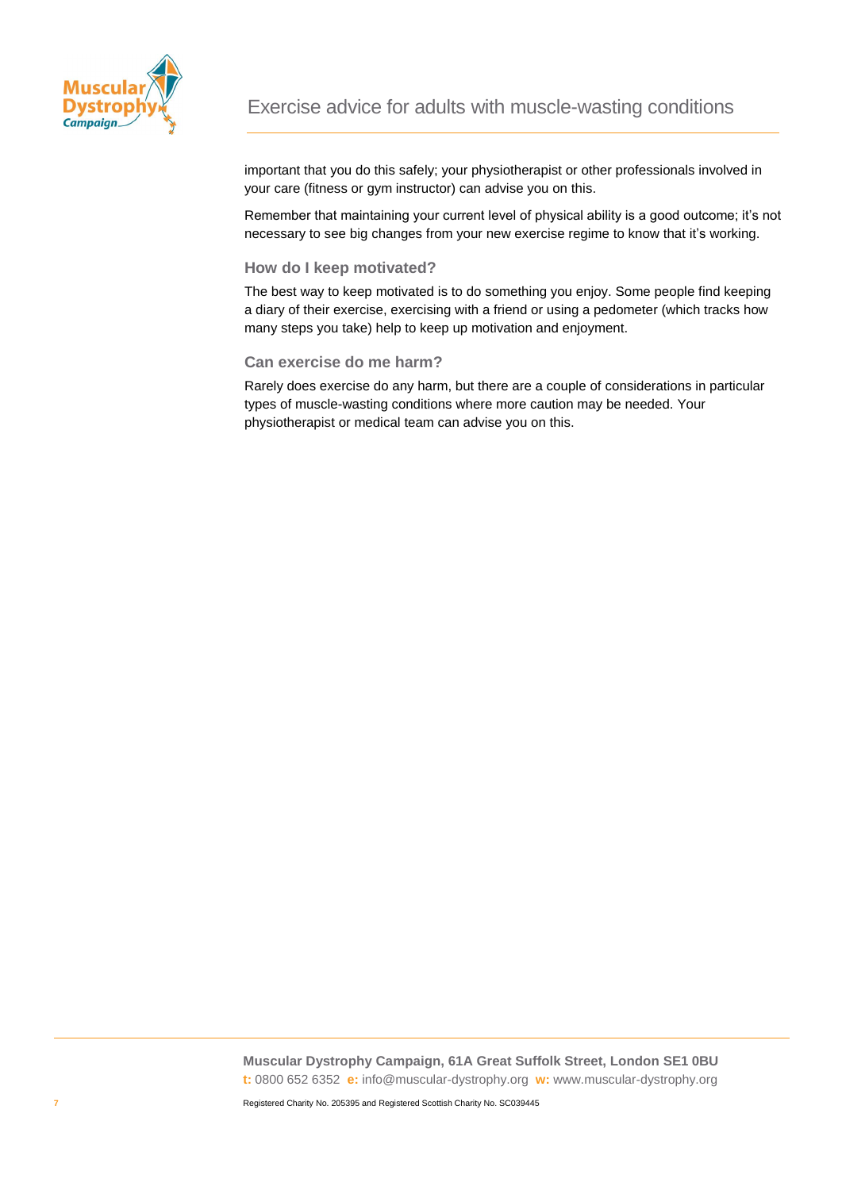important that you do this safely; your physiotherapist or other professionals involved in your care (fitness or gym instructor) can advise you on this.

Remember that maintaining your current level of physical ability is a good outcome; it's not necessary to see big changes from your new exercise regime to know that it's working.

### How do I keep motivated?

The best way to keep motivated is to do something you enjoy. Some people find keeping a diary of their exercise, exercising with a friend or using a pedometer (which tracks how many steps you take) help to keep up motivation and enjoyment.

### Can exercise do me harm?

Rarely does exercise do any harm, but there are a couple of considerations in particular types of muscle-wasting conditions where more caution may be needed. Your physiotherapist or medical team can advise you on this.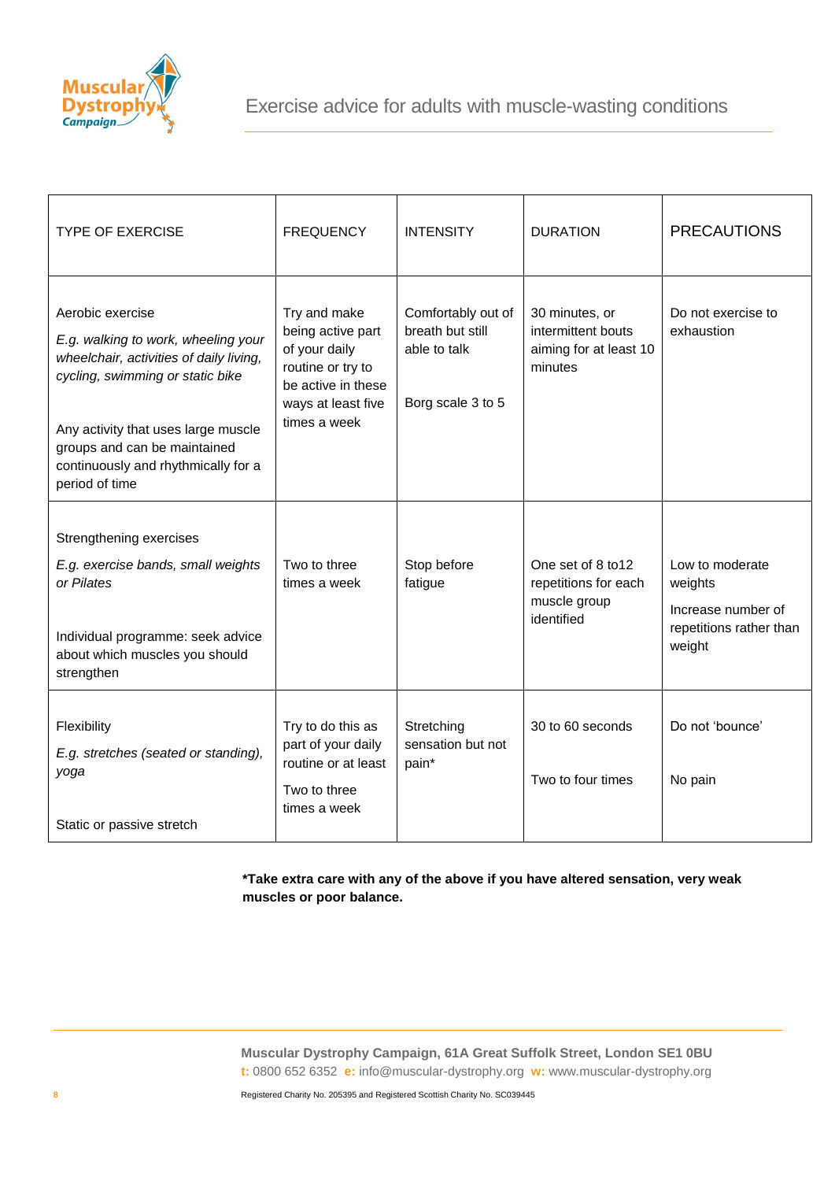| TYPE OF EXERCISE | FREQUENCY | INTENSITY | DURATION | PRECAUTIONS |
|---|---|---|---|---|
| Aerobic exercise<br>*E.g. walking to work, wheeling your wheelchair, activities of daily living, cycling, swimming or static bike*<br><br>Any activity that uses large muscle groups and can be maintained continuously and rhythmically for a period of time | Try and make being active part of your daily routine or try to be active in these ways at least five times a week | Comfortably out of breath but still able to talk<br><br>Borg scale 3 to 5 | 30 minutes, or intermittent bouts aiming for at least 10 minutes | Do not exercise to exhaustion |
| Strengthening exercises<br>*E.g. exercise bands, small weights or Pilates*<br><br>Individual programme: seek advice about which muscles you should strengthen | Two to three times a week | Stop before fatigue | One set of 8 to12 repetitions for each muscle group identified | Low to moderate weights<br>Increase number of repetitions rather than weight |
| Flexibility<br>*E.g. stretches (seated or standing), yoga*<br><br>Static or passive stretch | Try to do this as part of your daily routine or at least<br>Two to three times a week | Stretching sensation but not pain* | 30 to 60 seconds<br><br>Two to four times | Do not 'bounce'<br><br>No pain |

**\*Take extra care with any of the above if you have altered sensation, very weak muscles or poor balance.**

**Muscular Dystrophy Campaign, 61A Great Suffolk Street, London SE1 0BU**
**t:** 0800 652 6352 **e:** info@muscular-dystrophy.org **w:** www.muscular-dystrophy.org

Registered Charity No. 205395 and Registered Scottish Charity No. SC039445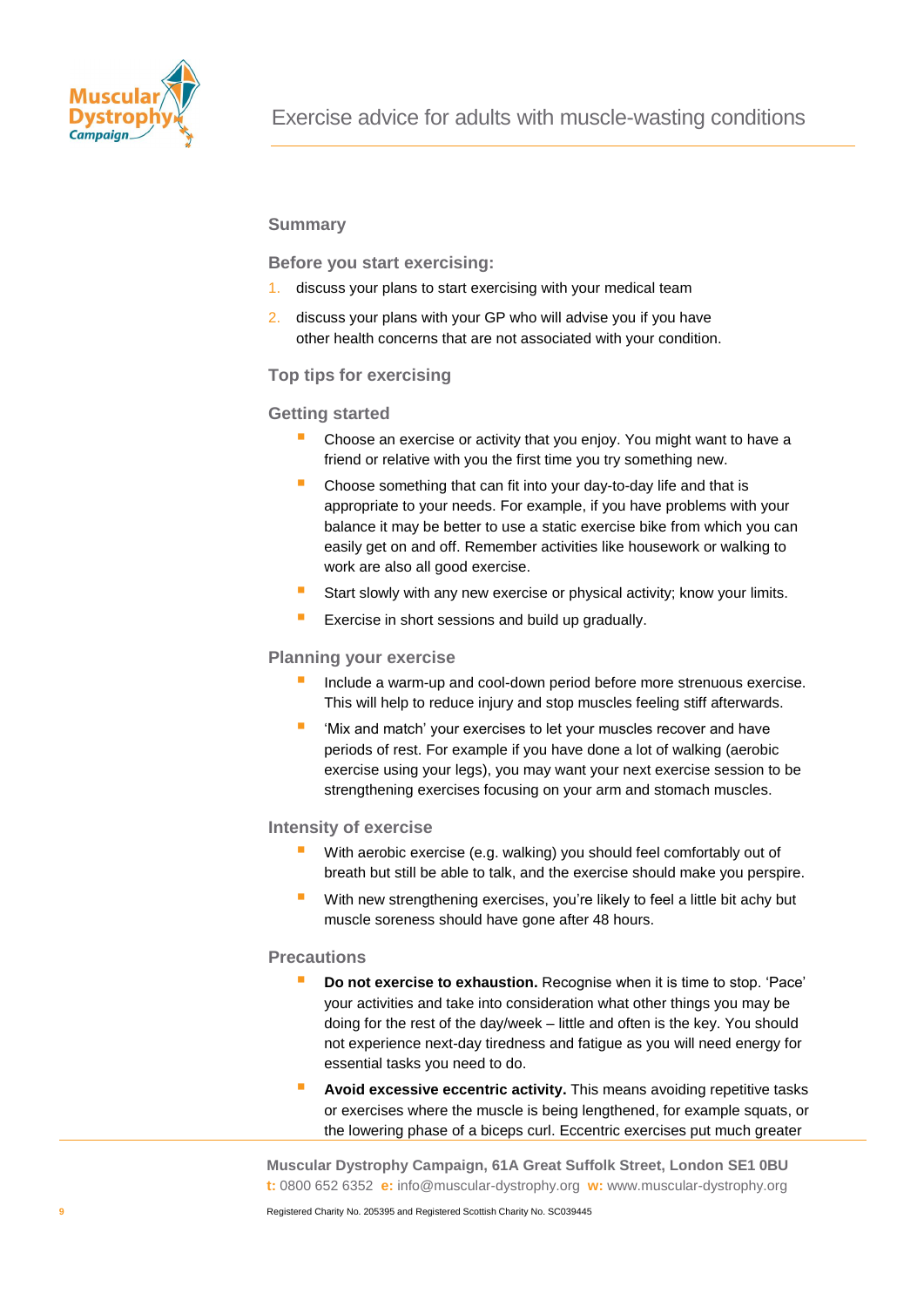## Summary

### Before you start exercising:

1. discuss your plans to start exercising with your medical team
2. discuss your plans with your GP who will advise you if you have other health concerns that are not associated with your condition.

### Top tips for exercising

### Getting started

- Choose an exercise or activity that you enjoy. You might want to have a friend or relative with you the first time you try something new.
- Choose something that can fit into your day-to-day life and that is appropriate to your needs. For example, if you have problems with your balance it may be better to use a static exercise bike from which you can easily get on and off. Remember activities like housework or walking to work are also all good exercise.
- Start slowly with any new exercise or physical activity; know your limits.
- Exercise in short sessions and build up gradually.

### Planning your exercise

- Include a warm-up and cool-down period before more strenuous exercise. This will help to reduce injury and stop muscles feeling stiff afterwards.
- 'Mix and match' your exercises to let your muscles recover and have periods of rest. For example if you have done a lot of walking (aerobic exercise using your legs), you may want your next exercise session to be strengthening exercises focusing on your arm and stomach muscles.

### Intensity of exercise

- With aerobic exercise (e.g. walking) you should feel comfortably out of breath but still be able to talk, and the exercise should make you perspire.
- With new strengthening exercises, you're likely to feel a little bit achy but muscle soreness should have gone after 48 hours.

### Precautions

- **Do not exercise to exhaustion.** Recognise when it is time to stop. 'Pace' your activities and take into consideration what other things you may be doing for the rest of the day/week – little and often is the key. You should not experience next-day tiredness and fatigue as you will need energy for essential tasks you need to do.
- **Avoid excessive eccentric activity.** This means avoiding repetitive tasks or exercises where the muscle is being lengthened, for example squats, or the lowering phase of a biceps curl. Eccentric exercises put much greater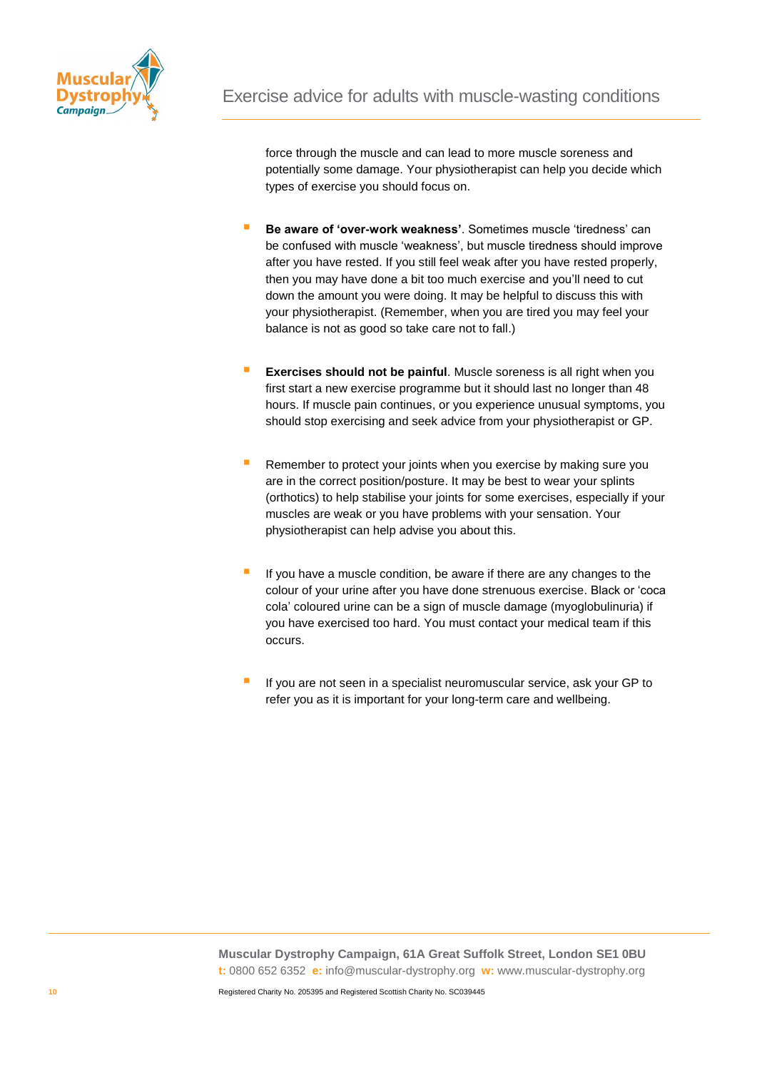force through the muscle and can lead to more muscle soreness and potentially some damage. Your physiotherapist can help you decide which types of exercise you should focus on.

- **Be aware of 'over-work weakness'**. Sometimes muscle 'tiredness' can be confused with muscle 'weakness', but muscle tiredness should improve after you have rested. If you still feel weak after you have rested properly, then you may have done a bit too much exercise and you'll need to cut down the amount you were doing. It may be helpful to discuss this with your physiotherapist. (Remember, when you are tired you may feel your balance is not as good so take care not to fall.)

- **Exercises should not be painful**. Muscle soreness is all right when you first start a new exercise programme but it should last no longer than 48 hours. If muscle pain continues, or you experience unusual symptoms, you should stop exercising and seek advice from your physiotherapist or GP.

- Remember to protect your joints when you exercise by making sure you are in the correct position/posture. It may be best to wear your splints (orthotics) to help stabilise your joints for some exercises, especially if your muscles are weak or you have problems with your sensation. Your physiotherapist can help advise you about this.

- If you have a muscle condition, be aware if there are any changes to the colour of your urine after you have done strenuous exercise. Black or 'coca cola' coloured urine can be a sign of muscle damage (myoglobulinuria) if you have exercised too hard. You must contact your medical team if this occurs.

- If you are not seen in a specialist neuromuscular service, ask your GP to refer you as it is important for your long-term care and wellbeing.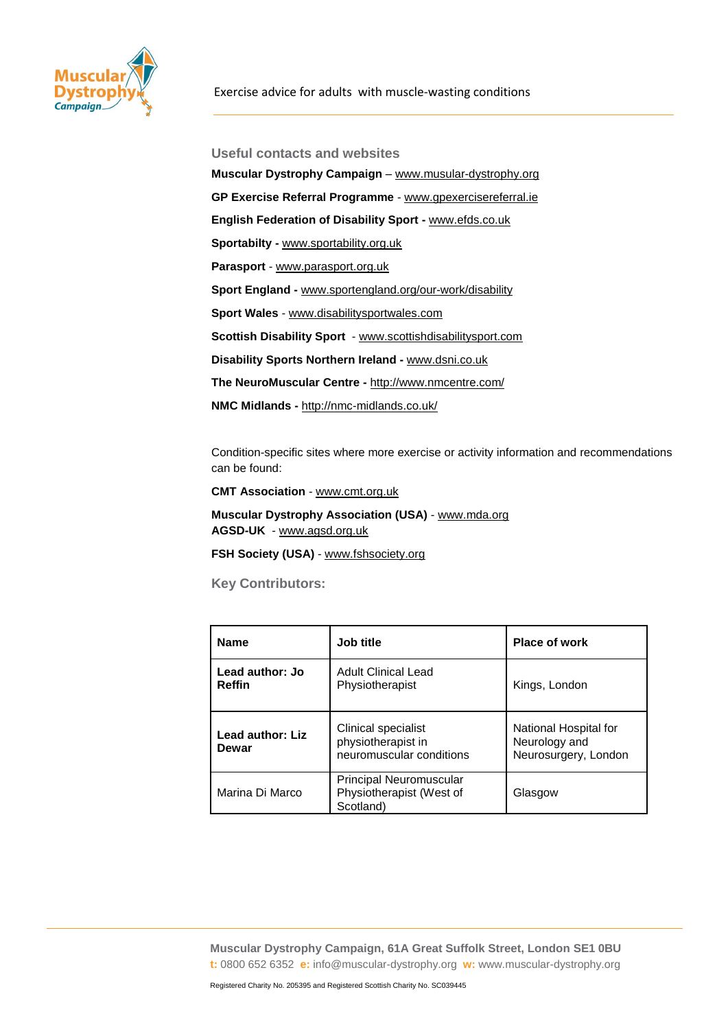## Useful contacts and websites

**Muscular Dystrophy Campaign** – www.musular-dystrophy.org

**GP Exercise Referral Programme** - www.gpexercisereferral.ie

**English Federation of Disability Sport -** www.efds.co.uk

**Sportabilty -** www.sportability.org.uk

**Parasport** - www.parasport.org.uk

**Sport England -** www.sportengland.org/our-work/disability

**Sport Wales** - www.disabilitysportwales.com

**Scottish Disability Sport** - www.scottishdisabilitysport.com

**Disability Sports Northern Ireland -** www.dsni.co.uk

**The NeuroMuscular Centre -** http://www.nmcentre.com/

**NMC Midlands -** http://nmc-midlands.co.uk/

Condition-specific sites where more exercise or activity information and recommendations can be found:

**CMT Association** - www.cmt.org.uk

**Muscular Dystrophy Association (USA)** - www.mda.org
**AGSD-UK** - www.agsd.org.uk

**FSH Society (USA)** - www.fshsociety.org

## Key Contributors:

| Name | Job title | Place of work |
|---|---|---|
| **Lead author: Jo Reffin** | Adult Clinical Lead Physiotherapist | Kings, London |
| **Lead author: Liz Dewar** | Clinical specialist physiotherapist in neuromuscular conditions | National Hospital for Neurology and Neurosurgery, London |
| Marina Di Marco | Principal Neuromuscular Physiotherapist (West of Scotland) | Glasgow |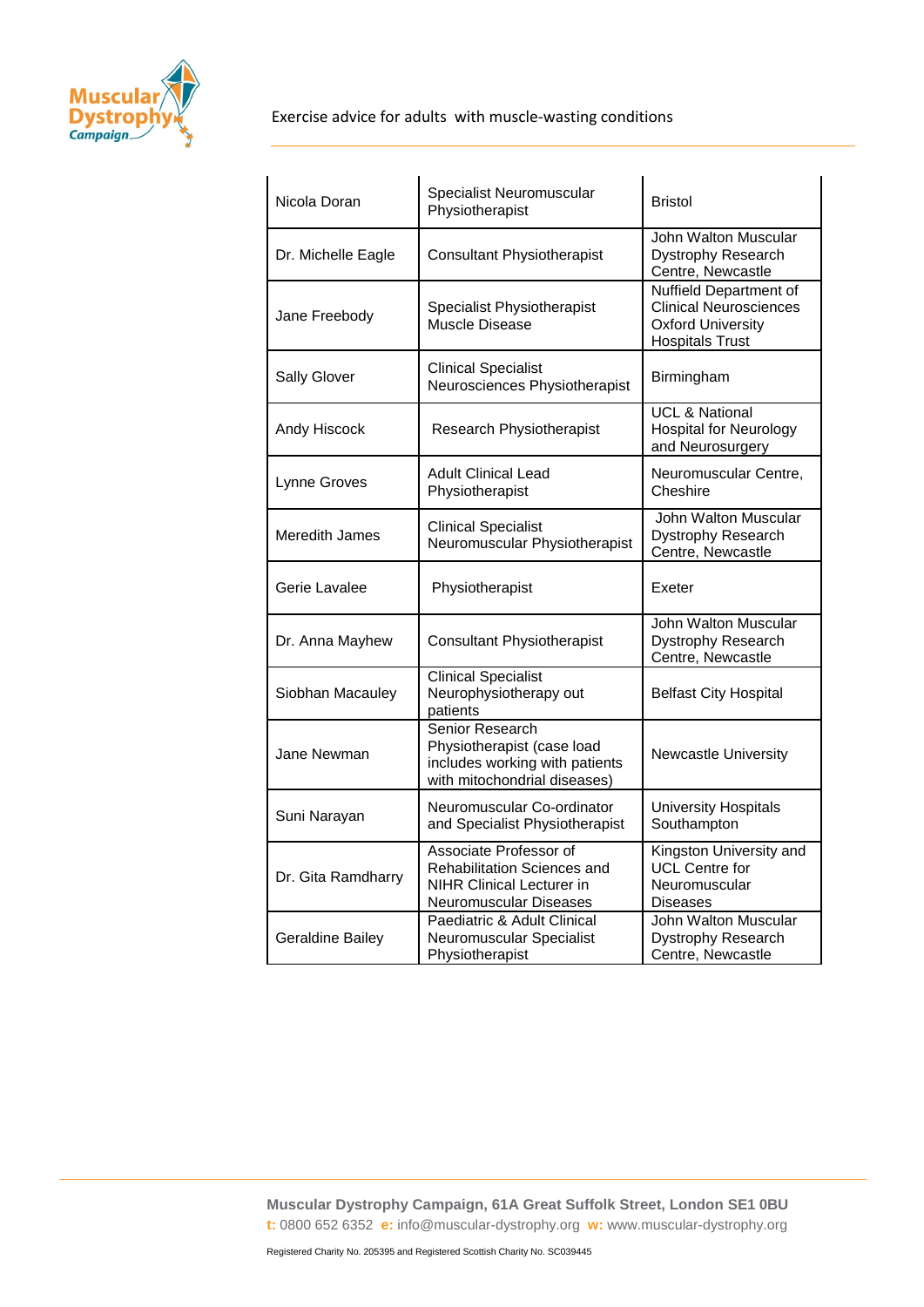| | | |
|---|---|---|
| Nicola Doran | Specialist Neuromuscular Physiotherapist | Bristol |
| Dr. Michelle Eagle | Consultant Physiotherapist | John Walton Muscular Dystrophy Research Centre, Newcastle |
| Jane Freebody | Specialist Physiotherapist Muscle Disease | Nuffield Department of Clinical Neurosciences Oxford University Hospitals Trust |
| Sally Glover | Clinical Specialist Neurosciences Physiotherapist | Birmingham |
| Andy Hiscock | Research Physiotherapist | UCL & National Hospital for Neurology and Neurosurgery |
| Lynne Groves | Adult Clinical Lead Physiotherapist | Neuromuscular Centre, Cheshire |
| Meredith James | Clinical Specialist Neuromuscular Physiotherapist | John Walton Muscular Dystrophy Research Centre, Newcastle |
| Gerie Lavalee | Physiotherapist | Exeter |
| Dr. Anna Mayhew | Consultant Physiotherapist | John Walton Muscular Dystrophy Research Centre, Newcastle |
| Siobhan Macauley | Clinical Specialist Neurophysiotherapy out patients | Belfast City Hospital |
| Jane Newman | Senior Research Physiotherapist (case load includes working with patients with mitochondrial diseases) | Newcastle University |
| Suni Narayan | Neuromuscular Co-ordinator and Specialist Physiotherapist | University Hospitals Southampton |
| Dr. Gita Ramdharry | Associate Professor of Rehabilitation Sciences and NIHR Clinical Lecturer in Neuromuscular Diseases | Kingston University and UCL Centre for Neuromuscular Diseases |
| Geraldine Bailey | Paediatric & Adult Clinical Neuromuscular Specialist Physiotherapist | John Walton Muscular Dystrophy Research Centre, Newcastle |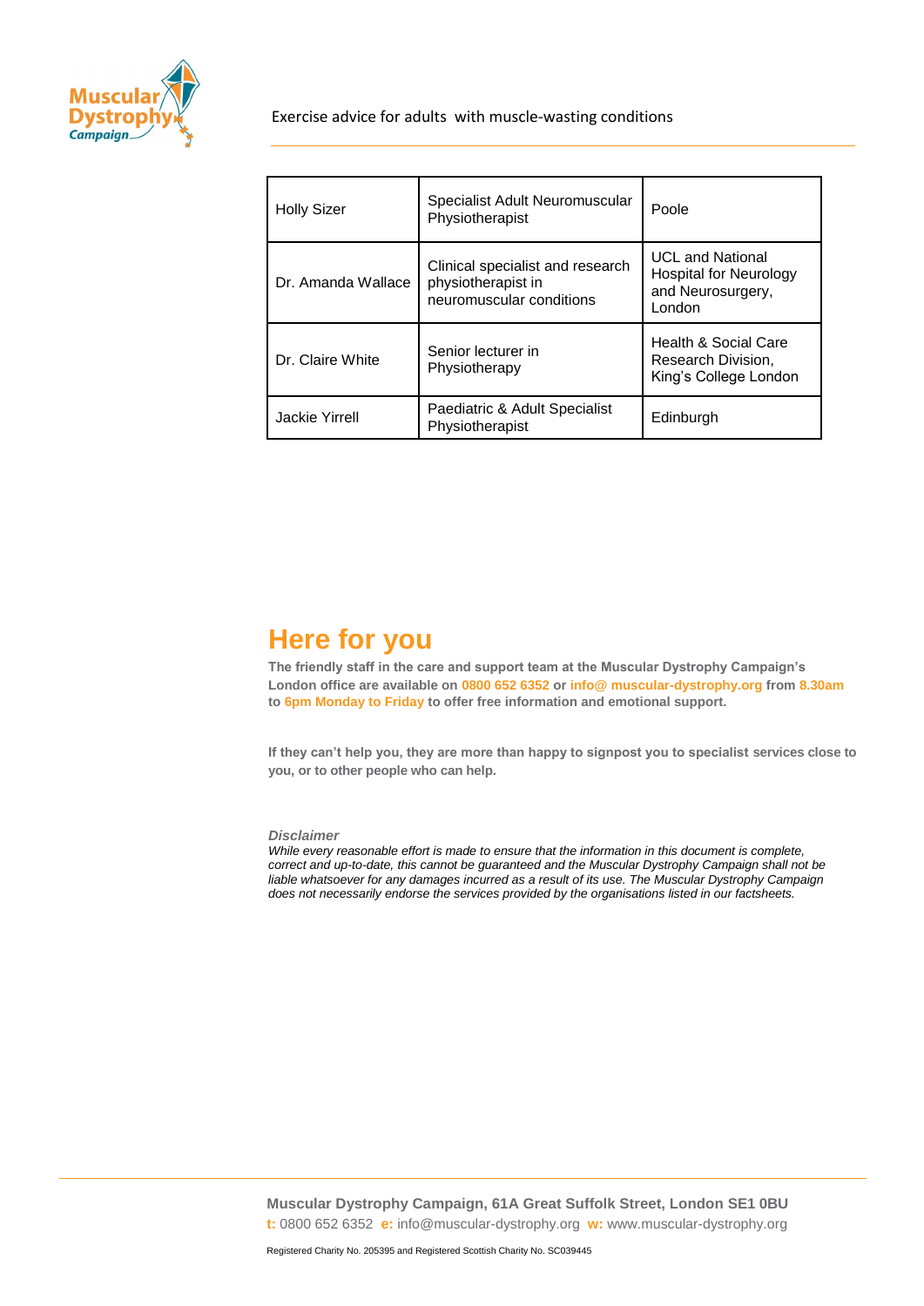| | | |
|---|---|---|
| Holly Sizer | Specialist Adult Neuromuscular Physiotherapist | Poole |
| Dr. Amanda Wallace | Clinical specialist and research physiotherapist in neuromuscular conditions | UCL and National Hospital for Neurology and Neurosurgery, London |
| Dr. Claire White | Senior lecturer in Physiotherapy | Health & Social Care Research Division, King's College London |
| Jackie Yirrell | Paediatric & Adult Specialist Physiotherapist | Edinburgh |

## Here for you

**The friendly staff in the care and support team at the Muscular Dystrophy Campaign's London office are available on 0800 652 6352 or info@ muscular-dystrophy.org from 8.30am to 6pm Monday to Friday to offer free information and emotional support.**

**If they can't help you, they are more than happy to signpost you to specialist services close to you, or to other people who can help.**

***Disclaimer***

*While every reasonable effort is made to ensure that the information in this document is complete, correct and up-to-date, this cannot be guaranteed and the Muscular Dystrophy Campaign shall not be liable whatsoever for any damages incurred as a result of its use. The Muscular Dystrophy Campaign does not necessarily endorse the services provided by the organisations listed in our factsheets.*

**Muscular Dystrophy Campaign, 61A Great Suffolk Street, London SE1 0BU**

**t:** 0800 652 6352 **e:** info@muscular-dystrophy.org **w:** www.muscular-dystrophy.org

Registered Charity No. 205395 and Registered Scottish Charity No. SC039445